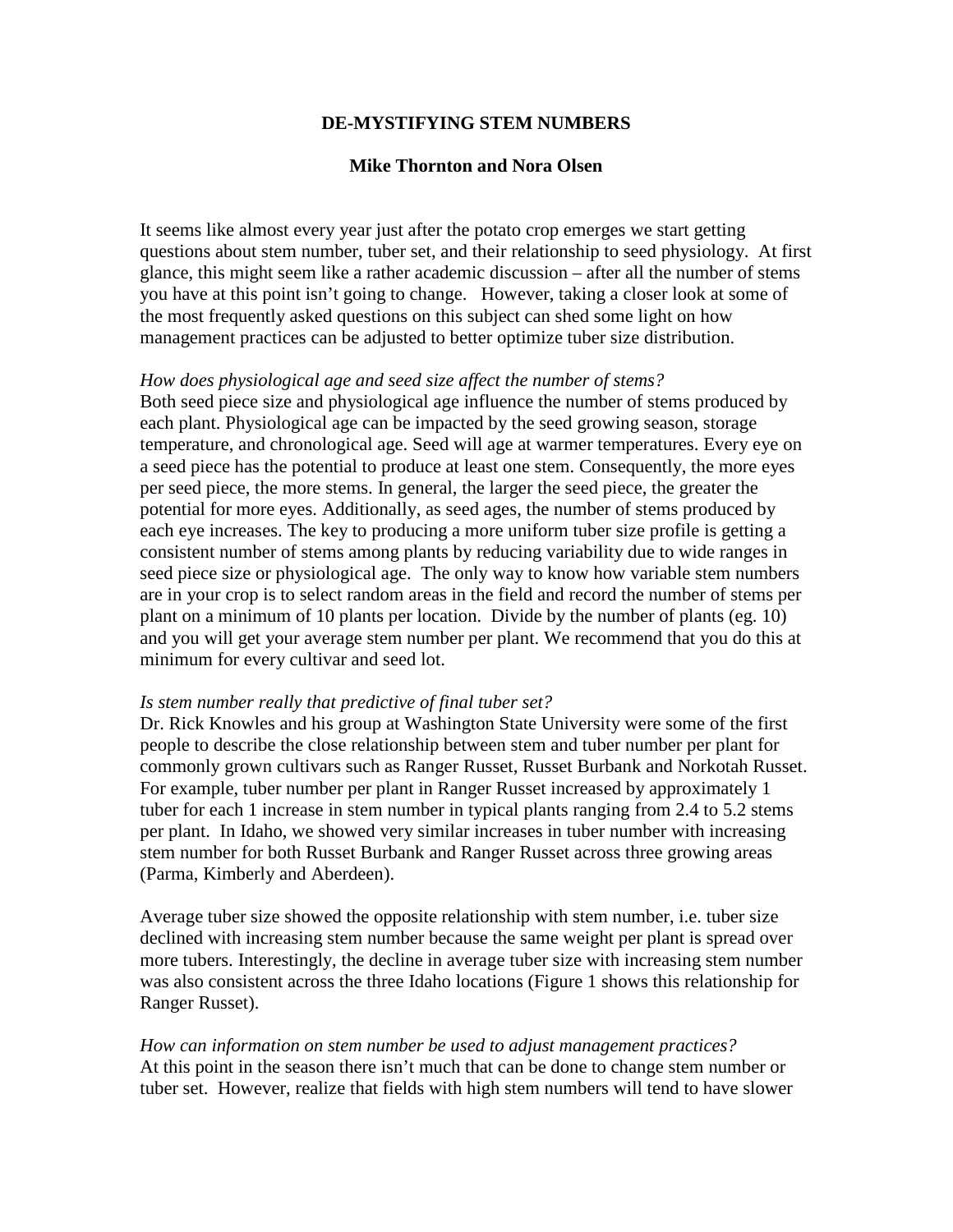# DE-MYSTIFYING STEM NUMBERS

**Mike Thornton and Nora Olsen**

It seems like almost every year just after the potato crop emerges we start getting questions about stem number, tuber set, and their relationship to seed physiology. At first glance, this might seem like a rather academic discussion – after all the number of stems you have at this point isn't going to change. However, taking a closer look at some of the most frequently asked questions on this subject can shed some light on how management practices can be adjusted to better optimize tuber size distribution.

*How does physiological age and seed size affect the number of stems?*
Both seed piece size and physiological age influence the number of stems produced by each plant. Physiological age can be impacted by the seed growing season, storage temperature, and chronological age. Seed will age at warmer temperatures. Every eye on a seed piece has the potential to produce at least one stem. Consequently, the more eyes per seed piece, the more stems. In general, the larger the seed piece, the greater the potential for more eyes. Additionally, as seed ages, the number of stems produced by each eye increases. The key to producing a more uniform tuber size profile is getting a consistent number of stems among plants by reducing variability due to wide ranges in seed piece size or physiological age. The only way to know how variable stem numbers are in your crop is to select random areas in the field and record the number of stems per plant on a minimum of 10 plants per location. Divide by the number of plants (eg. 10) and you will get your average stem number per plant. We recommend that you do this at minimum for every cultivar and seed lot.

*Is stem number really that predictive of final tuber set?*
Dr. Rick Knowles and his group at Washington State University were some of the first people to describe the close relationship between stem and tuber number per plant for commonly grown cultivars such as Ranger Russet, Russet Burbank and Norkotah Russet. For example, tuber number per plant in Ranger Russet increased by approximately 1 tuber for each 1 increase in stem number in typical plants ranging from 2.4 to 5.2 stems per plant. In Idaho, we showed very similar increases in tuber number with increasing stem number for both Russet Burbank and Ranger Russet across three growing areas (Parma, Kimberly and Aberdeen).

Average tuber size showed the opposite relationship with stem number, i.e. tuber size declined with increasing stem number because the same weight per plant is spread over more tubers. Interestingly, the decline in average tuber size with increasing stem number was also consistent across the three Idaho locations (Figure 1 shows this relationship for Ranger Russet).

*How can information on stem number be used to adjust management practices?*
At this point in the season there isn't much that can be done to change stem number or tuber set. However, realize that fields with high stem numbers will tend to have slower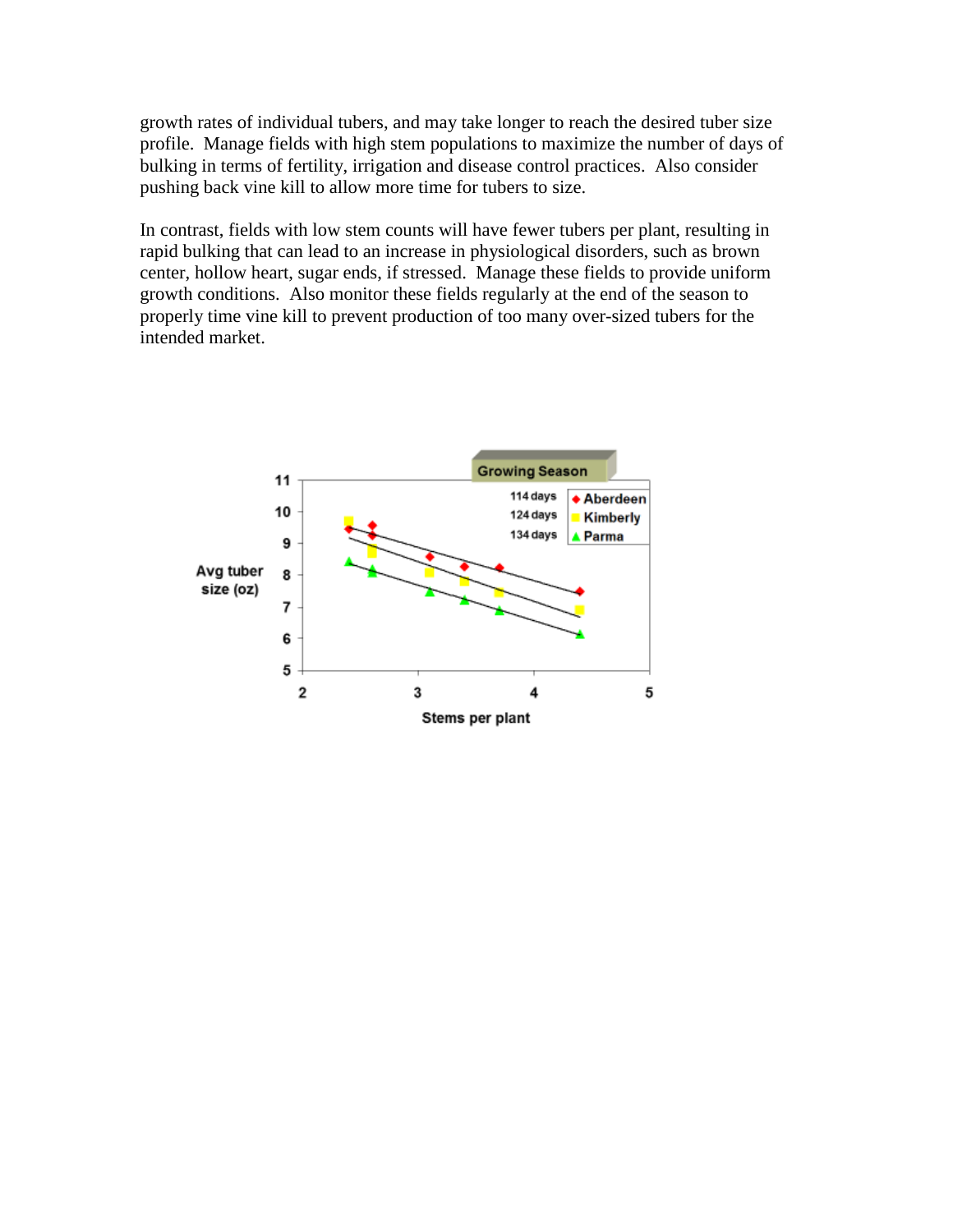growth rates of individual tubers, and may take longer to reach the desired tuber size profile. Manage fields with high stem populations to maximize the number of days of bulking in terms of fertility, irrigation and disease control practices. Also consider pushing back vine kill to allow more time for tubers to size.

In contrast, fields with low stem counts will have fewer tubers per plant, resulting in rapid bulking that can lead to an increase in physiological disorders, such as brown center, hollow heart, sugar ends, if stressed. Manage these fields to provide uniform growth conditions. Also monitor these fields regularly at the end of the season to properly time vine kill to prevent production of too many over-sized tubers for the intended market.

Growing Season

114 days Aberdeen

124 days Kimberly

134 days Parma

Avg tuber size (oz)

11

10

9

8

7

6

5

2

3

4

5

Stems per plant